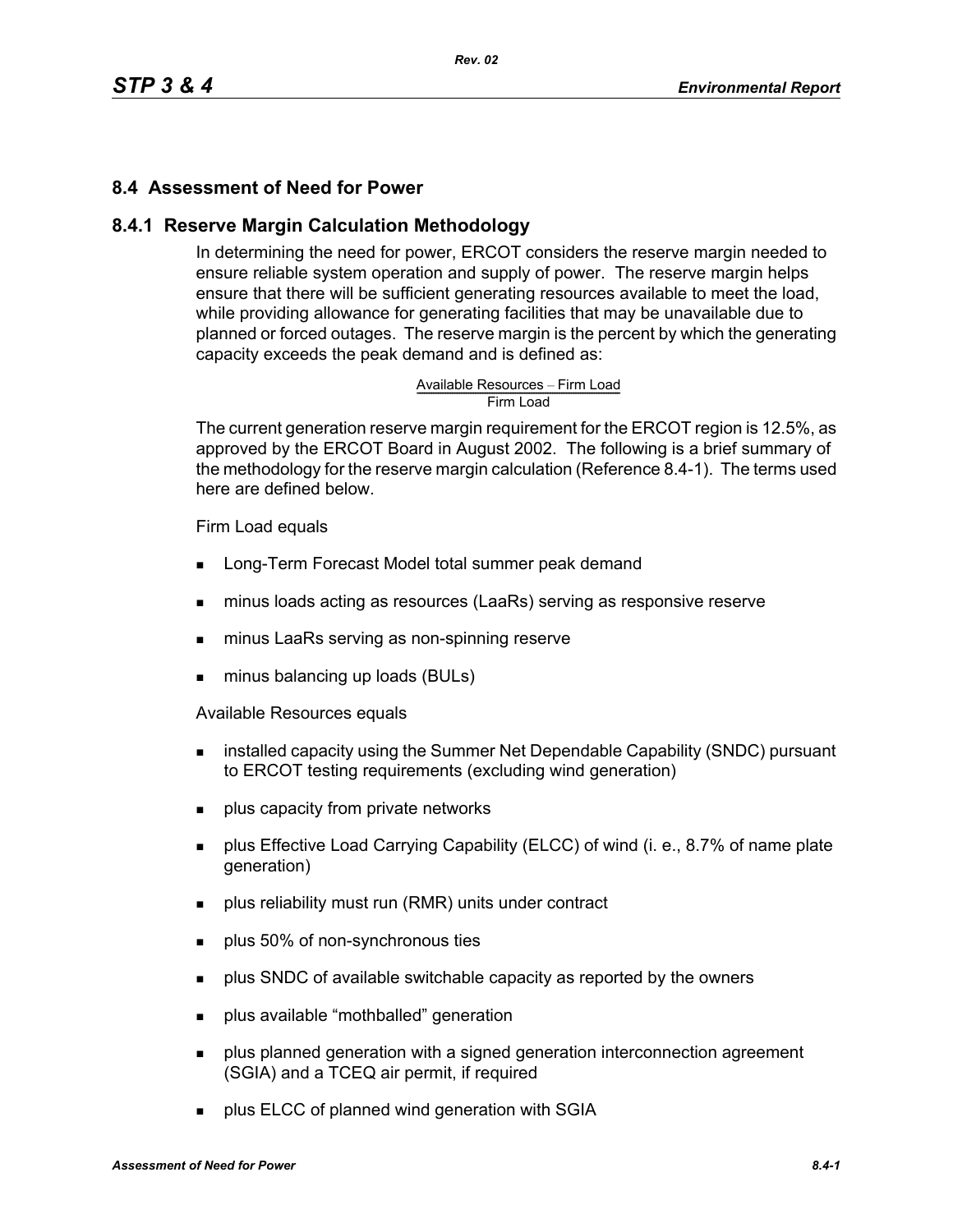## 8.4 Assessment of Need for Power

### 8.4.1 Reserve Margin Calculation Methodology

In determining the need for power, ERCOT considers the reserve margin needed to ensure reliable system operation and supply of power. The reserve margin helps ensure that there will be sufficient generating resources available to meet the load, while providing allowance for generating facilities that may be unavailable due to planned or forced outages. The reserve margin is the percent by which the generating capacity exceeds the peak demand and is defined as:

$$\frac{\text{Available Resources} - \text{Firm Load}}{\text{Firm Load}}$$

The current generation reserve margin requirement for the ERCOT region is 12.5%, as approved by the ERCOT Board in August 2002. The following is a brief summary of the methodology for the reserve margin calculation (Reference 8.4-1). The terms used here are defined below.

Firm Load equals

- Long-Term Forecast Model total summer peak demand
- minus loads acting as resources (LaaRs) serving as responsive reserve
- minus LaaRs serving as non-spinning reserve
- minus balancing up loads (BULs)

Available Resources equals

- installed capacity using the Summer Net Dependable Capability (SNDC) pursuant to ERCOT testing requirements (excluding wind generation)
- plus capacity from private networks
- plus Effective Load Carrying Capability (ELCC) of wind (i. e., 8.7% of name plate generation)
- plus reliability must run (RMR) units under contract
- plus 50% of non-synchronous ties
- plus SNDC of available switchable capacity as reported by the owners
- plus available "mothballed" generation
- plus planned generation with a signed generation interconnection agreement (SGIA) and a TCEQ air permit, if required
- plus ELCC of planned wind generation with SGIA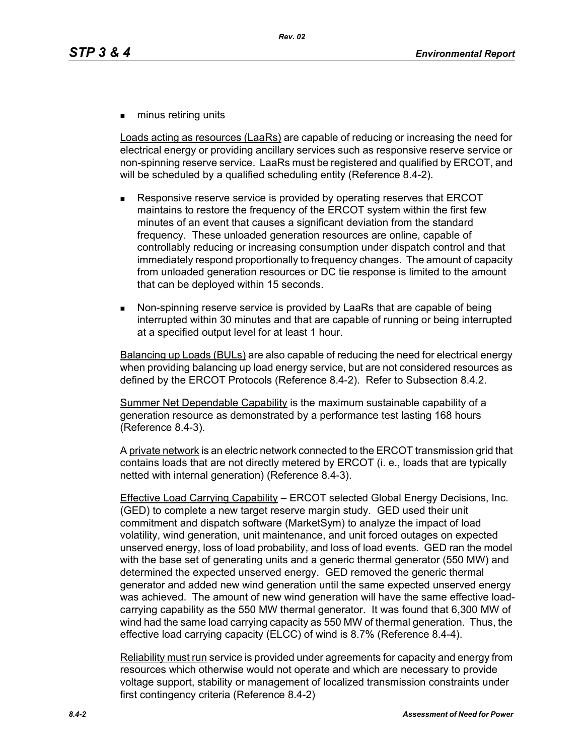- minus retiring units

Loads acting as resources (LaaRs) are capable of reducing or increasing the need for electrical energy or providing ancillary services such as responsive reserve service or non-spinning reserve service. LaaRs must be registered and qualified by ERCOT, and will be scheduled by a qualified scheduling entity (Reference 8.4-2).

- Responsive reserve service is provided by operating reserves that ERCOT maintains to restore the frequency of the ERCOT system within the first few minutes of an event that causes a significant deviation from the standard frequency. These unloaded generation resources are online, capable of controllably reducing or increasing consumption under dispatch control and that immediately respond proportionally to frequency changes. The amount of capacity from unloaded generation resources or DC tie response is limited to the amount that can be deployed within 15 seconds.

- Non-spinning reserve service is provided by LaaRs that are capable of being interrupted within 30 minutes and that are capable of running or being interrupted at a specified output level for at least 1 hour.

Balancing up Loads (BULs) are also capable of reducing the need for electrical energy when providing balancing up load energy service, but are not considered resources as defined by the ERCOT Protocols (Reference 8.4-2). Refer to Subsection 8.4.2.

Summer Net Dependable Capability is the maximum sustainable capability of a generation resource as demonstrated by a performance test lasting 168 hours (Reference 8.4-3).

A private network is an electric network connected to the ERCOT transmission grid that contains loads that are not directly metered by ERCOT (i. e., loads that are typically netted with internal generation) (Reference 8.4-3).

Effective Load Carrying Capability – ERCOT selected Global Energy Decisions, Inc. (GED) to complete a new target reserve margin study. GED used their unit commitment and dispatch software (MarketSym) to analyze the impact of load volatility, wind generation, unit maintenance, and unit forced outages on expected unserved energy, loss of load probability, and loss of load events. GED ran the model with the base set of generating units and a generic thermal generator (550 MW) and determined the expected unserved energy. GED removed the generic thermal generator and added new wind generation until the same expected unserved energy was achieved. The amount of new wind generation will have the same effective load-carrying capability as the 550 MW thermal generator. It was found that 6,300 MW of wind had the same load carrying capacity as 550 MW of thermal generation. Thus, the effective load carrying capacity (ELCC) of wind is 8.7% (Reference 8.4-4).

Reliability must run service is provided under agreements for capacity and energy from resources which otherwise would not operate and which are necessary to provide voltage support, stability or management of localized transmission constraints under first contingency criteria (Reference 8.4-2)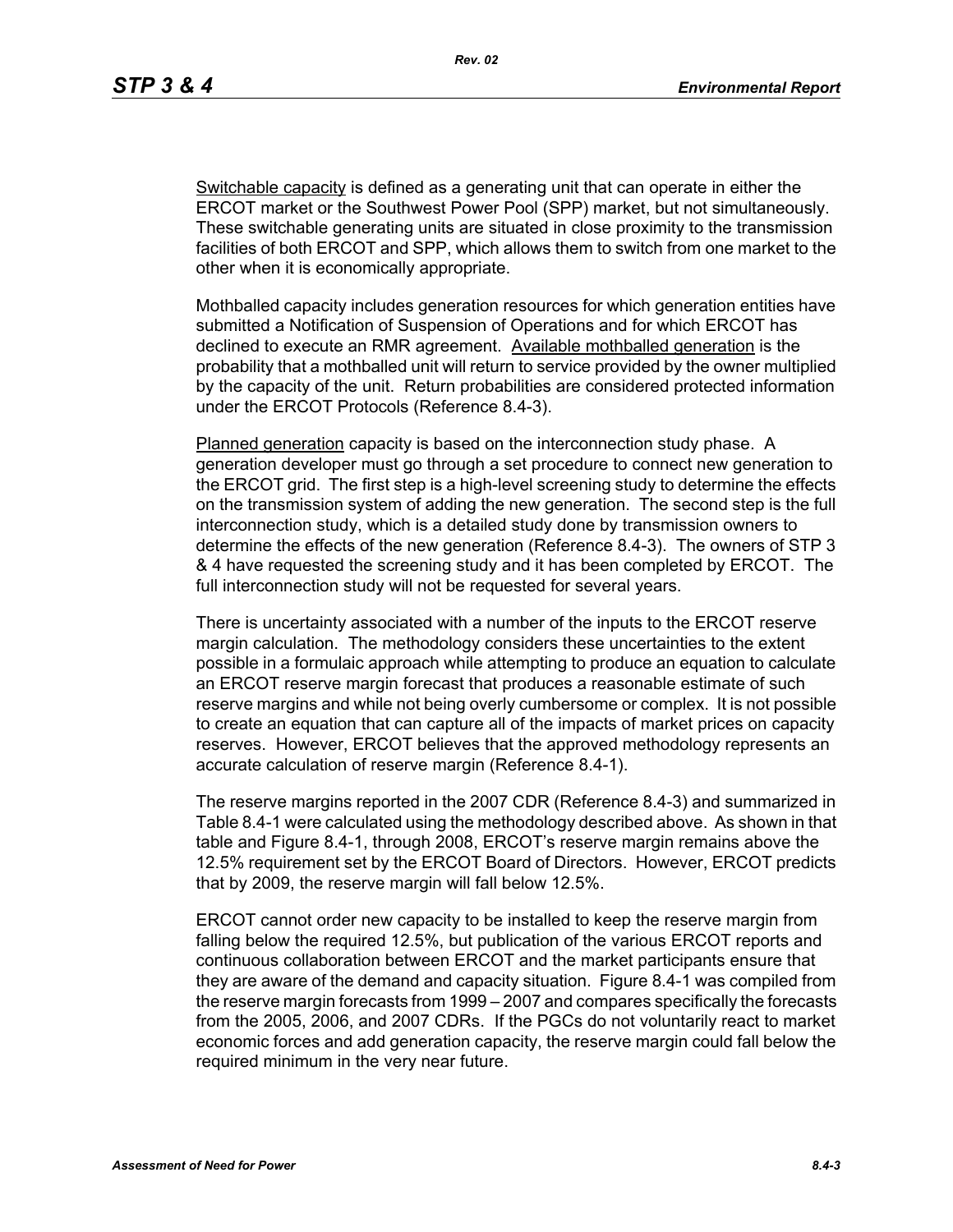Switchable capacity is defined as a generating unit that can operate in either the ERCOT market or the Southwest Power Pool (SPP) market, but not simultaneously. These switchable generating units are situated in close proximity to the transmission facilities of both ERCOT and SPP, which allows them to switch from one market to the other when it is economically appropriate.

Mothballed capacity includes generation resources for which generation entities have submitted a Notification of Suspension of Operations and for which ERCOT has declined to execute an RMR agreement. Available mothballed generation is the probability that a mothballed unit will return to service provided by the owner multiplied by the capacity of the unit. Return probabilities are considered protected information under the ERCOT Protocols (Reference 8.4-3).

Planned generation capacity is based on the interconnection study phase. A generation developer must go through a set procedure to connect new generation to the ERCOT grid. The first step is a high-level screening study to determine the effects on the transmission system of adding the new generation. The second step is the full interconnection study, which is a detailed study done by transmission owners to determine the effects of the new generation (Reference 8.4-3). The owners of STP 3 & 4 have requested the screening study and it has been completed by ERCOT. The full interconnection study will not be requested for several years.

There is uncertainty associated with a number of the inputs to the ERCOT reserve margin calculation. The methodology considers these uncertainties to the extent possible in a formulaic approach while attempting to produce an equation to calculate an ERCOT reserve margin forecast that produces a reasonable estimate of such reserve margins and while not being overly cumbersome or complex. It is not possible to create an equation that can capture all of the impacts of market prices on capacity reserves. However, ERCOT believes that the approved methodology represents an accurate calculation of reserve margin (Reference 8.4-1).

The reserve margins reported in the 2007 CDR (Reference 8.4-3) and summarized in Table 8.4-1 were calculated using the methodology described above. As shown in that table and Figure 8.4-1, through 2008, ERCOT's reserve margin remains above the 12.5% requirement set by the ERCOT Board of Directors. However, ERCOT predicts that by 2009, the reserve margin will fall below 12.5%.

ERCOT cannot order new capacity to be installed to keep the reserve margin from falling below the required 12.5%, but publication of the various ERCOT reports and continuous collaboration between ERCOT and the market participants ensure that they are aware of the demand and capacity situation. Figure 8.4-1 was compiled from the reserve margin forecasts from 1999 – 2007 and compares specifically the forecasts from the 2005, 2006, and 2007 CDRs. If the PGCs do not voluntarily react to market economic forces and add generation capacity, the reserve margin could fall below the required minimum in the very near future.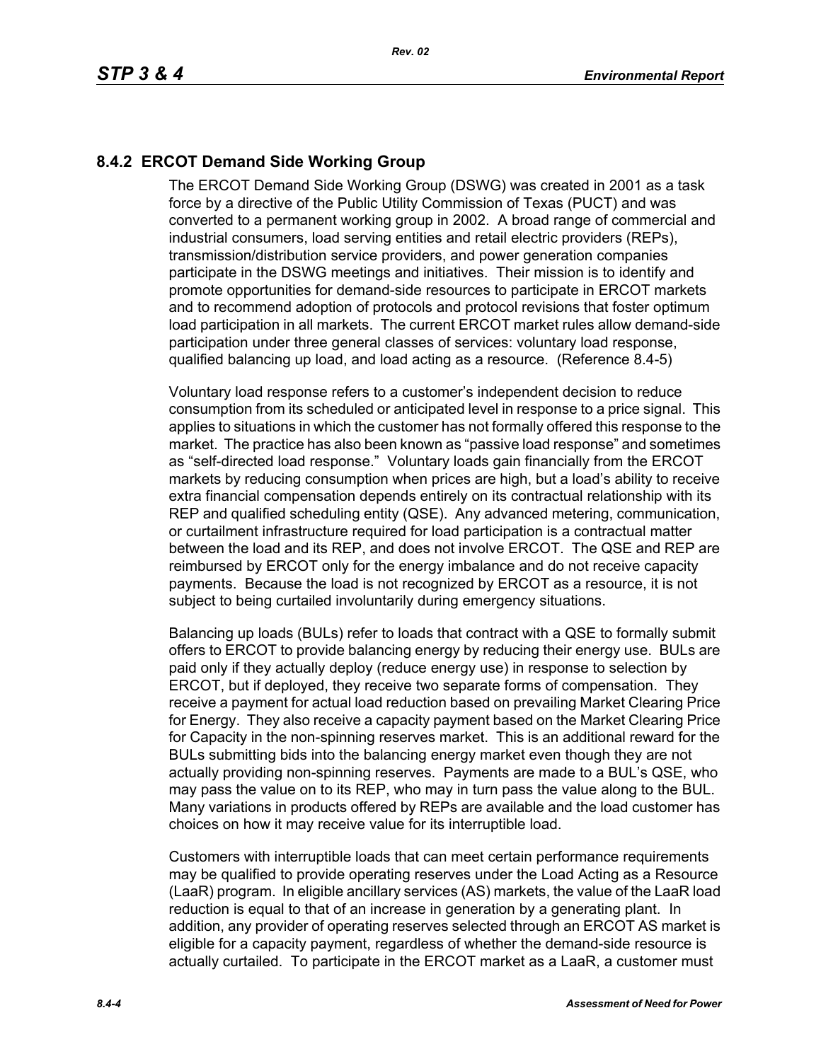## 8.4.2 ERCOT Demand Side Working Group

The ERCOT Demand Side Working Group (DSWG) was created in 2001 as a task force by a directive of the Public Utility Commission of Texas (PUCT) and was converted to a permanent working group in 2002. A broad range of commercial and industrial consumers, load serving entities and retail electric providers (REPs), transmission/distribution service providers, and power generation companies participate in the DSWG meetings and initiatives. Their mission is to identify and promote opportunities for demand-side resources to participate in ERCOT markets and to recommend adoption of protocols and protocol revisions that foster optimum load participation in all markets. The current ERCOT market rules allow demand-side participation under three general classes of services: voluntary load response, qualified balancing up load, and load acting as a resource. (Reference 8.4-5)

Voluntary load response refers to a customer's independent decision to reduce consumption from its scheduled or anticipated level in response to a price signal. This applies to situations in which the customer has not formally offered this response to the market. The practice has also been known as "passive load response" and sometimes as "self-directed load response." Voluntary loads gain financially from the ERCOT markets by reducing consumption when prices are high, but a load's ability to receive extra financial compensation depends entirely on its contractual relationship with its REP and qualified scheduling entity (QSE). Any advanced metering, communication, or curtailment infrastructure required for load participation is a contractual matter between the load and its REP, and does not involve ERCOT. The QSE and REP are reimbursed by ERCOT only for the energy imbalance and do not receive capacity payments. Because the load is not recognized by ERCOT as a resource, it is not subject to being curtailed involuntarily during emergency situations.

Balancing up loads (BULs) refer to loads that contract with a QSE to formally submit offers to ERCOT to provide balancing energy by reducing their energy use. BULs are paid only if they actually deploy (reduce energy use) in response to selection by ERCOT, but if deployed, they receive two separate forms of compensation. They receive a payment for actual load reduction based on prevailing Market Clearing Price for Energy. They also receive a capacity payment based on the Market Clearing Price for Capacity in the non-spinning reserves market. This is an additional reward for the BULs submitting bids into the balancing energy market even though they are not actually providing non-spinning reserves. Payments are made to a BUL's QSE, who may pass the value on to its REP, who may in turn pass the value along to the BUL. Many variations in products offered by REPs are available and the load customer has choices on how it may receive value for its interruptible load.

Customers with interruptible loads that can meet certain performance requirements may be qualified to provide operating reserves under the Load Acting as a Resource (LaaR) program. In eligible ancillary services (AS) markets, the value of the LaaR load reduction is equal to that of an increase in generation by a generating plant. In addition, any provider of operating reserves selected through an ERCOT AS market is eligible for a capacity payment, regardless of whether the demand-side resource is actually curtailed. To participate in the ERCOT market as a LaaR, a customer must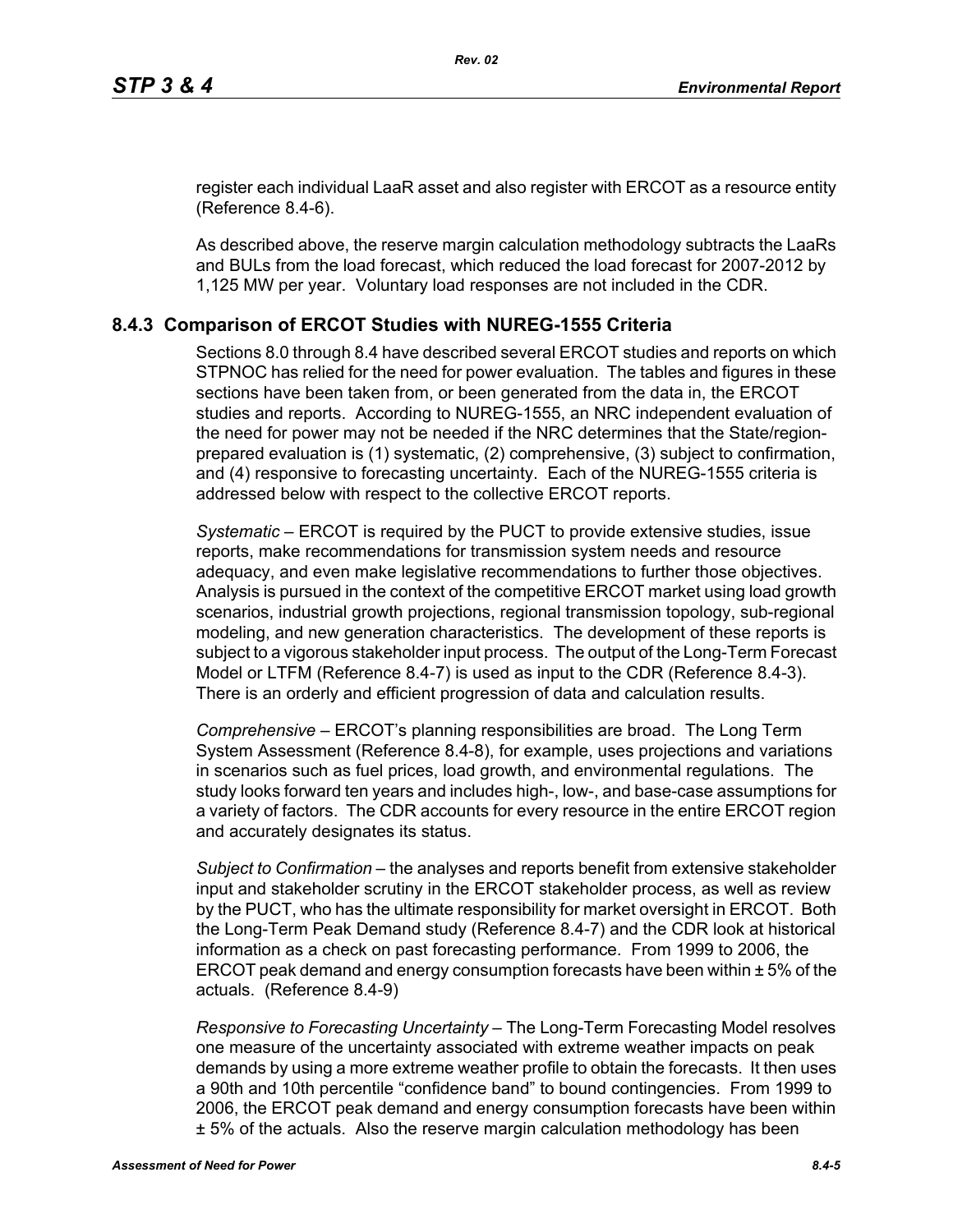register each individual LaaR asset and also register with ERCOT as a resource entity (Reference 8.4-6).

As described above, the reserve margin calculation methodology subtracts the LaaRs and BULs from the load forecast, which reduced the load forecast for 2007-2012 by 1,125 MW per year. Voluntary load responses are not included in the CDR.

## 8.4.3 Comparison of ERCOT Studies with NUREG-1555 Criteria

Sections 8.0 through 8.4 have described several ERCOT studies and reports on which STPNOC has relied for the need for power evaluation. The tables and figures in these sections have been taken from, or been generated from the data in, the ERCOT studies and reports. According to NUREG-1555, an NRC independent evaluation of the need for power may not be needed if the NRC determines that the State/region-prepared evaluation is (1) systematic, (2) comprehensive, (3) subject to confirmation, and (4) responsive to forecasting uncertainty. Each of the NUREG-1555 criteria is addressed below with respect to the collective ERCOT reports.

*Systematic* – ERCOT is required by the PUCT to provide extensive studies, issue reports, make recommendations for transmission system needs and resource adequacy, and even make legislative recommendations to further those objectives. Analysis is pursued in the context of the competitive ERCOT market using load growth scenarios, industrial growth projections, regional transmission topology, sub-regional modeling, and new generation characteristics. The development of these reports is subject to a vigorous stakeholder input process. The output of the Long-Term Forecast Model or LTFM (Reference 8.4-7) is used as input to the CDR (Reference 8.4-3). There is an orderly and efficient progression of data and calculation results.

*Comprehensive* – ERCOT's planning responsibilities are broad. The Long Term System Assessment (Reference 8.4-8), for example, uses projections and variations in scenarios such as fuel prices, load growth, and environmental regulations. The study looks forward ten years and includes high-, low-, and base-case assumptions for a variety of factors. The CDR accounts for every resource in the entire ERCOT region and accurately designates its status.

*Subject to Confirmation* – the analyses and reports benefit from extensive stakeholder input and stakeholder scrutiny in the ERCOT stakeholder process, as well as review by the PUCT, who has the ultimate responsibility for market oversight in ERCOT. Both the Long-Term Peak Demand study (Reference 8.4-7) and the CDR look at historical information as a check on past forecasting performance. From 1999 to 2006, the ERCOT peak demand and energy consumption forecasts have been within ± 5% of the actuals. (Reference 8.4-9)

*Responsive to Forecasting Uncertainty* – The Long-Term Forecasting Model resolves one measure of the uncertainty associated with extreme weather impacts on peak demands by using a more extreme weather profile to obtain the forecasts. It then uses a 90th and 10th percentile "confidence band" to bound contingencies. From 1999 to 2006, the ERCOT peak demand and energy consumption forecasts have been within ± 5% of the actuals. Also the reserve margin calculation methodology has been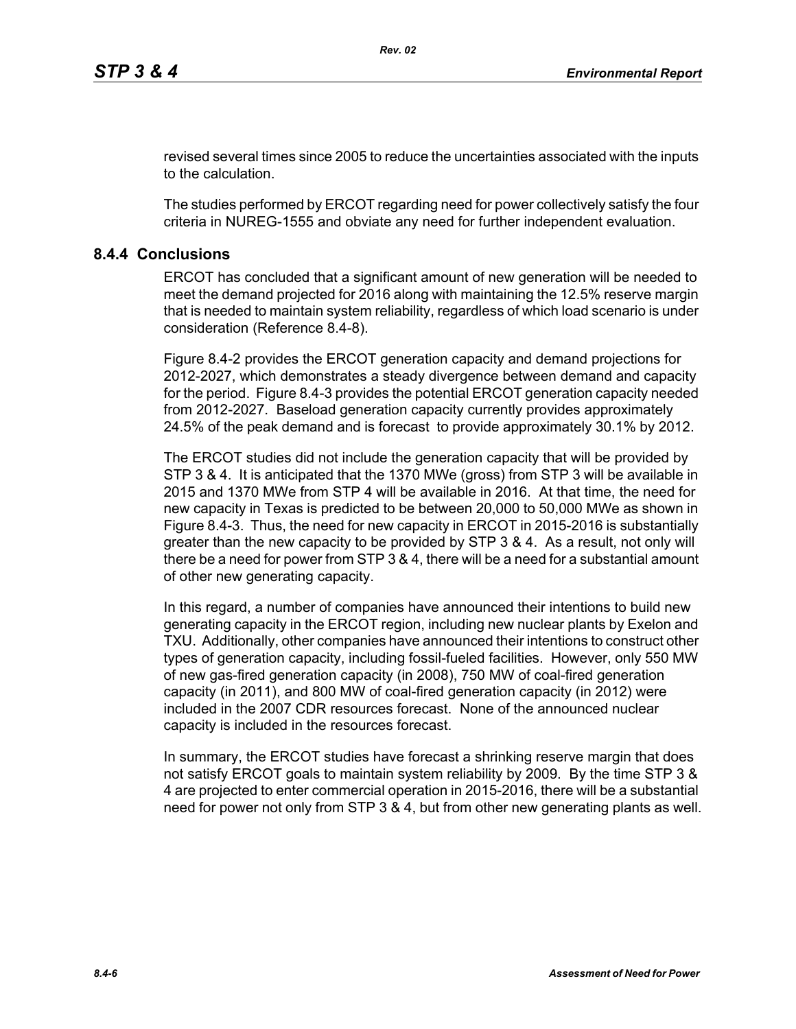revised several times since 2005 to reduce the uncertainties associated with the inputs to the calculation.

The studies performed by ERCOT regarding need for power collectively satisfy the four criteria in NUREG-1555 and obviate any need for further independent evaluation.

## 8.4.4 Conclusions

ERCOT has concluded that a significant amount of new generation will be needed to meet the demand projected for 2016 along with maintaining the 12.5% reserve margin that is needed to maintain system reliability, regardless of which load scenario is under consideration (Reference 8.4-8).

Figure 8.4-2 provides the ERCOT generation capacity and demand projections for 2012-2027, which demonstrates a steady divergence between demand and capacity for the period. Figure 8.4-3 provides the potential ERCOT generation capacity needed from 2012-2027. Baseload generation capacity currently provides approximately 24.5% of the peak demand and is forecast to provide approximately 30.1% by 2012.

The ERCOT studies did not include the generation capacity that will be provided by STP 3 & 4. It is anticipated that the 1370 MWe (gross) from STP 3 will be available in 2015 and 1370 MWe from STP 4 will be available in 2016. At that time, the need for new capacity in Texas is predicted to be between 20,000 to 50,000 MWe as shown in Figure 8.4-3. Thus, the need for new capacity in ERCOT in 2015-2016 is substantially greater than the new capacity to be provided by STP 3 & 4. As a result, not only will there be a need for power from STP 3 & 4, there will be a need for a substantial amount of other new generating capacity.

In this regard, a number of companies have announced their intentions to build new generating capacity in the ERCOT region, including new nuclear plants by Exelon and TXU. Additionally, other companies have announced their intentions to construct other types of generation capacity, including fossil-fueled facilities. However, only 550 MW of new gas-fired generation capacity (in 2008), 750 MW of coal-fired generation capacity (in 2011), and 800 MW of coal-fired generation capacity (in 2012) were included in the 2007 CDR resources forecast. None of the announced nuclear capacity is included in the resources forecast.

In summary, the ERCOT studies have forecast a shrinking reserve margin that does not satisfy ERCOT goals to maintain system reliability by 2009. By the time STP 3 & 4 are projected to enter commercial operation in 2015-2016, there will be a substantial need for power not only from STP 3 & 4, but from other new generating plants as well.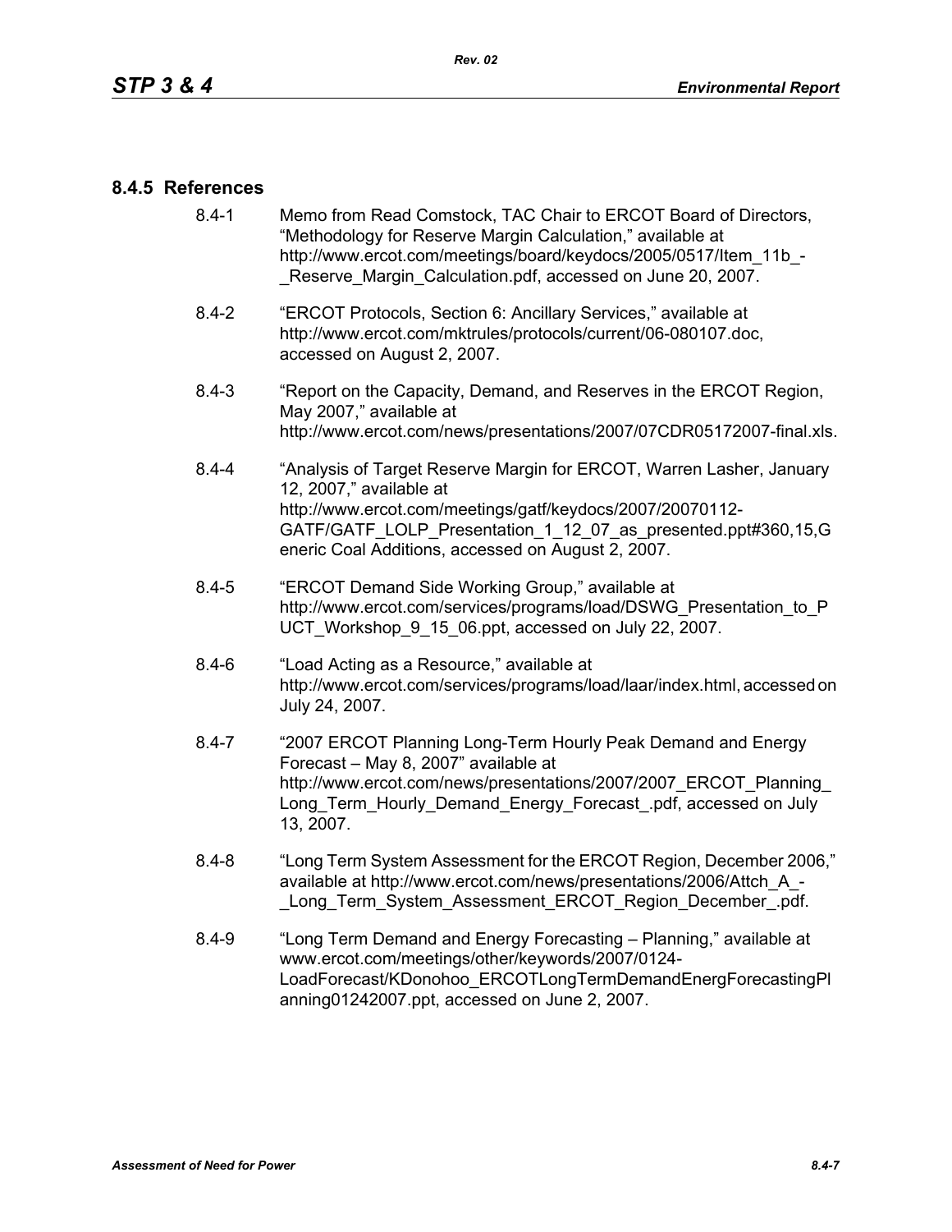### 8.4.5 References

8.4-1 Memo from Read Comstock, TAC Chair to ERCOT Board of Directors, “Methodology for Reserve Margin Calculation,” available at http://www.ercot.com/meetings/board/keydocs/2005/0517/Item_11b_-_Reserve_Margin_Calculation.pdf, accessed on June 20, 2007.

8.4-2 “ERCOT Protocols, Section 6: Ancillary Services,” available at http://www.ercot.com/mktrules/protocols/current/06-080107.doc, accessed on August 2, 2007.

8.4-3 “Report on the Capacity, Demand, and Reserves in the ERCOT Region, May 2007,” available at http://www.ercot.com/news/presentations/2007/07CDR05172007-final.xls.

8.4-4 “Analysis of Target Reserve Margin for ERCOT, Warren Lasher, January 12, 2007,” available at http://www.ercot.com/meetings/gatf/keydocs/2007/20070112-GATF/GATF_LOLP_Presentation_1_12_07_as_presented.ppt#360,15,Generic Coal Additions, accessed on August 2, 2007.

8.4-5 “ERCOT Demand Side Working Group,” available at http://www.ercot.com/services/programs/load/DSWG_Presentation_to_PUCT_Workshop_9_15_06.ppt, accessed on July 22, 2007.

8.4-6 “Load Acting as a Resource,” available at http://www.ercot.com/services/programs/load/laar/index.html, accessed on July 24, 2007.

8.4-7 “2007 ERCOT Planning Long-Term Hourly Peak Demand and Energy Forecast – May 8, 2007” available at http://www.ercot.com/news/presentations/2007/2007_ERCOT_Planning_Long_Term_Hourly_Demand_Energy_Forecast_.pdf, accessed on July 13, 2007.

8.4-8 “Long Term System Assessment for the ERCOT Region, December 2006,” available at http://www.ercot.com/news/presentations/2006/Attch_A_-_Long_Term_System_Assessment_ERCOT_Region_December_.pdf.

8.4-9 “Long Term Demand and Energy Forecasting – Planning,” available at www.ercot.com/meetings/other/keywords/2007/0124-LoadForecast/KDonohoo_ERCOTLongTermDemandEnergForecastingPlanning01242007.ppt, accessed on June 2, 2007.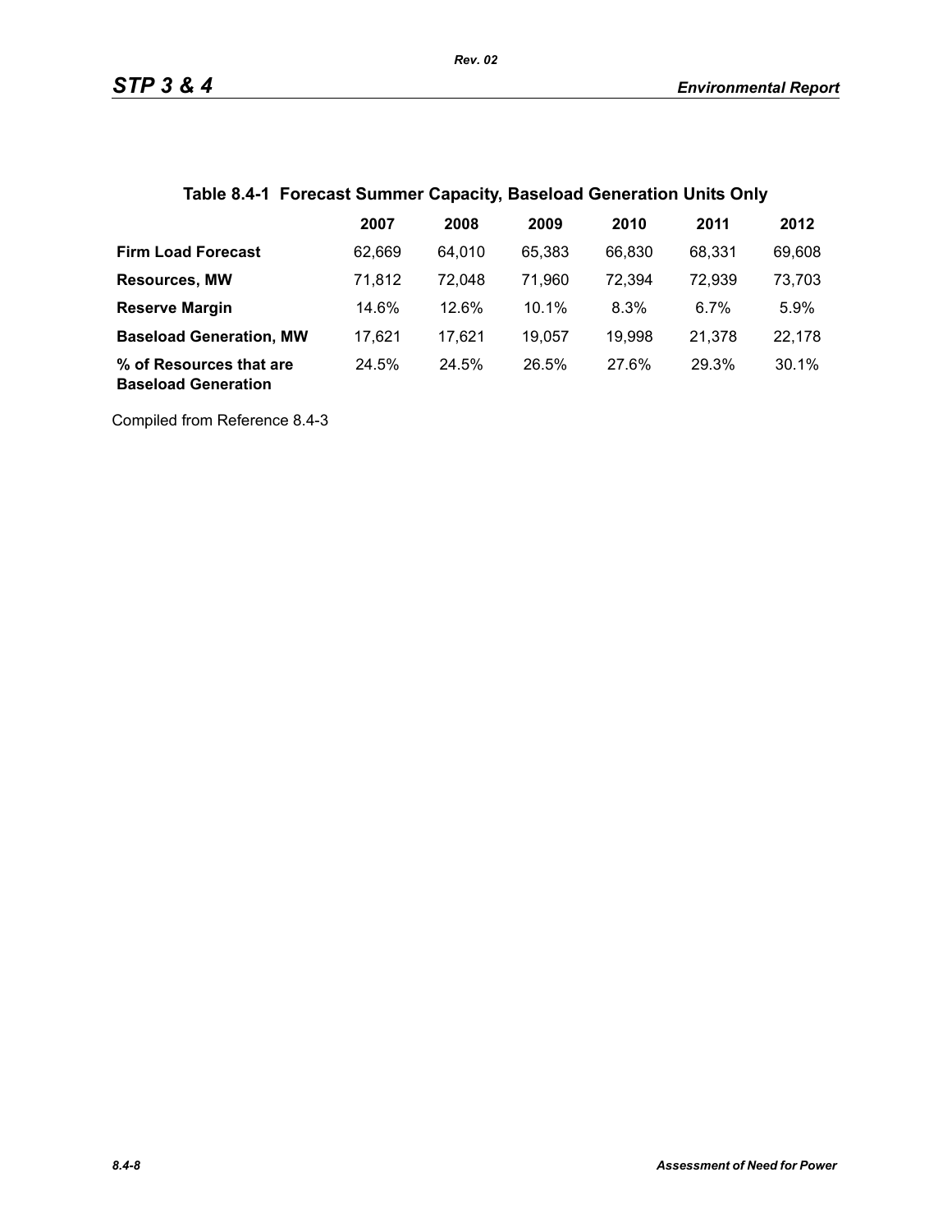**Table 8.4-1 Forecast Summer Capacity, Baseload Generation Units Only**

| | 2007 | 2008 | 2009 | 2010 | 2011 | 2012 |
|---|---|---|---|---|---|---|
| **Firm Load Forecast** | 62,669 | 64,010 | 65,383 | 66,830 | 68,331 | 69,608 |
| **Resources, MW** | 71,812 | 72,048 | 71,960 | 72,394 | 72,939 | 73,703 |
| **Reserve Margin** | 14.6% | 12.6% | 10.1% | 8.3% | 6.7% | 5.9% |
| **Baseload Generation, MW** | 17,621 | 17,621 | 19,057 | 19,998 | 21,378 | 22,178 |
| **% of Resources that are Baseload Generation** | 24.5% | 24.5% | 26.5% | 27.6% | 29.3% | 30.1% |

Compiled from Reference 8.4-3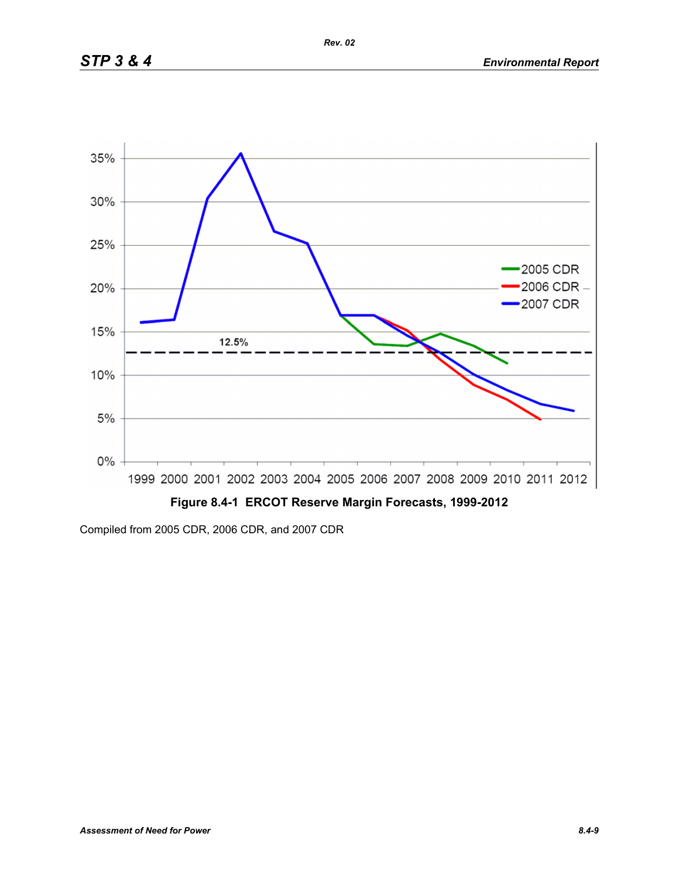**Figure 8.4-1 ERCOT Reserve Margin Forecasts, 1999-2012**

Compiled from 2005 CDR, 2006 CDR, and 2007 CDR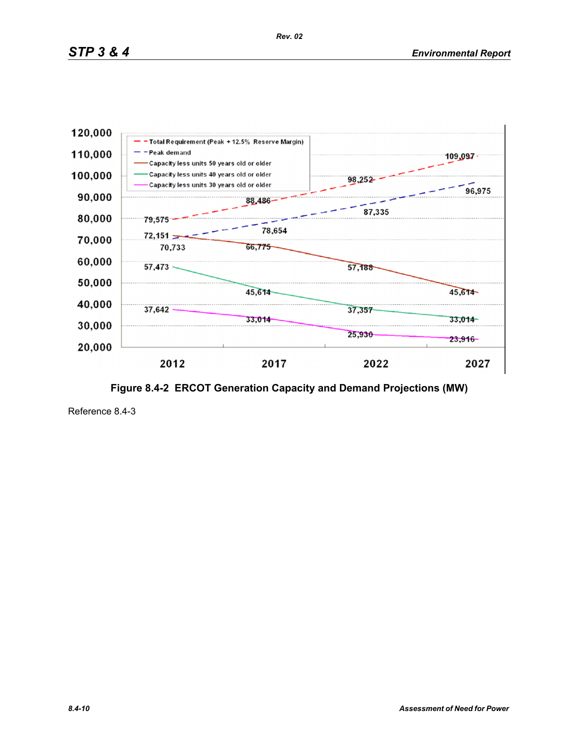| | 2012 | 2017 | 2022 | 2027 |
|---|---|---|---|---|
| Total Requirement (Peak + 12.5% Reserve Margin) | 79,575 | 88,486 | 98,252 | 109,097 |
| Peak demand | 70,733 | 78,654 | 87,335 | 96,975 |
| Capacity less units 50 years old or older | 72,151 | 66,775 | 57,188 | 45,614 |
| Capacity less units 40 years old or older | 57,473 | 45,614 | 37,357 | 33,014 |
| Capacity less units 30 years old or older | 37,642 | 33,014 | 25,930 | 23,916 |

**Figure 8.4-2 ERCOT Generation Capacity and Demand Projections (MW)**

Reference 8.4-3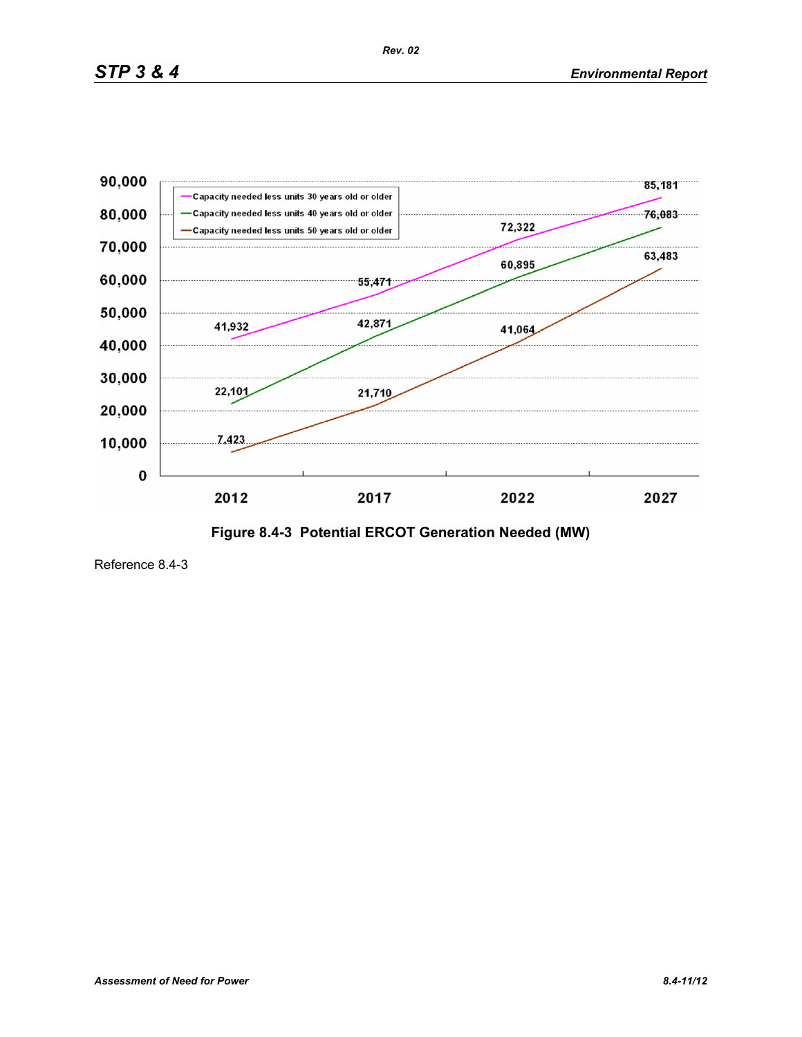90,000
80,000
70,000
60,000
50,000
40,000
30,000
20,000
10,000
0

Capacity needed less units 30 years old or older
Capacity needed less units 40 years old or older
Capacity needed less units 50 years old or older

41,932
55,471
72,322
85,181

22,101
42,871
60,895
76,083

7,423
21,710
41,064
63,483

2012
2017
2022
2027

**Figure 8.4-3 Potential ERCOT Generation Needed (MW)**

Reference 8.4-3